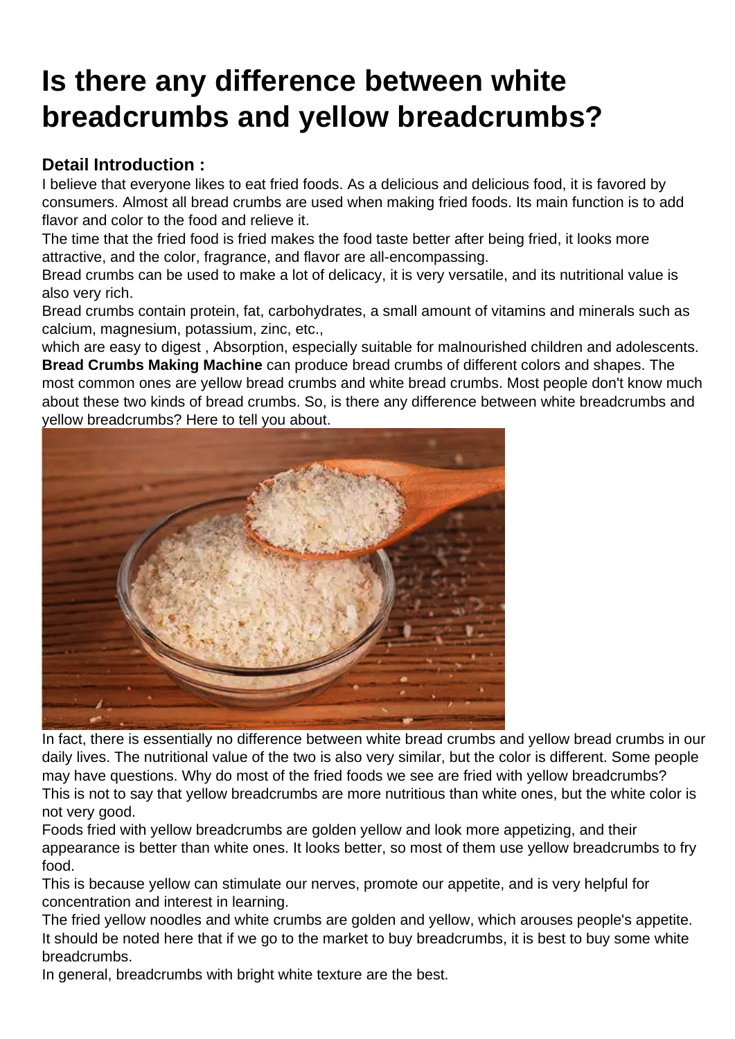# Is there any difference between white breadcrumbs and yellow breadcrumbs?

### Detail Introduction :

I believe that everyone likes to eat fried foods. As a delicious and delicious food, it is favored by consumers. Almost all bread crumbs are used when making fried foods. Its main function is to add flavor and color to the food and relieve it.

The time that the fried food is fried makes the food taste better after being fried, it looks more attractive, and the color, fragrance, and flavor are all-encompassing.

Bread crumbs can be used to make a lot of delicacy, it is very versatile, and its nutritional value is also very rich.

Bread crumbs contain protein, fat, carbohydrates, a small amount of vitamins and minerals such as calcium, magnesium, potassium, zinc, etc.,

which are easy to digest , Absorption, especially suitable for malnourished children and adolescents.

**Bread Crumbs Making Machine** can produce bread crumbs of different colors and shapes. The most common ones are yellow bread crumbs and white bread crumbs. Most people don't know much about these two kinds of bread crumbs. So, is there any difference between white breadcrumbs and yellow breadcrumbs? Here to tell you about.

In fact, there is essentially no difference between white bread crumbs and yellow bread crumbs in our daily lives. The nutritional value of the two is also very similar, but the color is different. Some people may have questions. Why do most of the fried foods we see are fried with yellow breadcrumbs?

This is not to say that yellow breadcrumbs are more nutritious than white ones, but the white color is not very good.

Foods fried with yellow breadcrumbs are golden yellow and look more appetizing, and their appearance is better than white ones. It looks better, so most of them use yellow breadcrumbs to fry food.

This is because yellow can stimulate our nerves, promote our appetite, and is very helpful for concentration and interest in learning.

The fried yellow noodles and white crumbs are golden and yellow, which arouses people's appetite.

It should be noted here that if we go to the market to buy breadcrumbs, it is best to buy some white breadcrumbs.

In general, breadcrumbs with bright white texture are the best.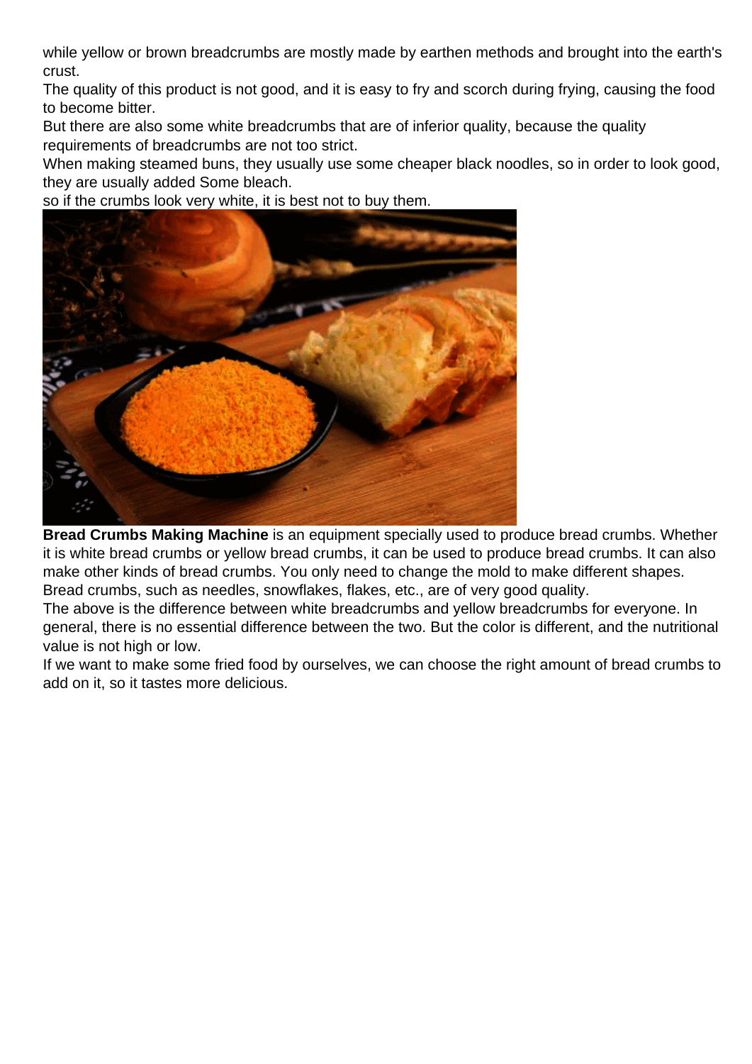while yellow or brown breadcrumbs are mostly made by earthen methods and brought into the earth's crust.

The quality of this product is not good, and it is easy to fry and scorch during frying, causing the food to become bitter.

But there are also some white breadcrumbs that are of inferior quality, because the quality requirements of breadcrumbs are not too strict.

When making steamed buns, they usually use some cheaper black noodles, so in order to look good, they are usually added Some bleach.

so if the crumbs look very white, it is best not to buy them.

**Bread Crumbs Making Machine** is an equipment specially used to produce bread crumbs. Whether it is white bread crumbs or yellow bread crumbs, it can be used to produce bread crumbs. It can also make other kinds of bread crumbs. You only need to change the mold to make different shapes. Bread crumbs, such as needles, snowflakes, flakes, etc., are of very good quality.

The above is the difference between white breadcrumbs and yellow breadcrumbs for everyone. In general, there is no essential difference between the two. But the color is different, and the nutritional value is not high or low.

If we want to make some fried food by ourselves, we can choose the right amount of bread crumbs to add on it, so it tastes more delicious.